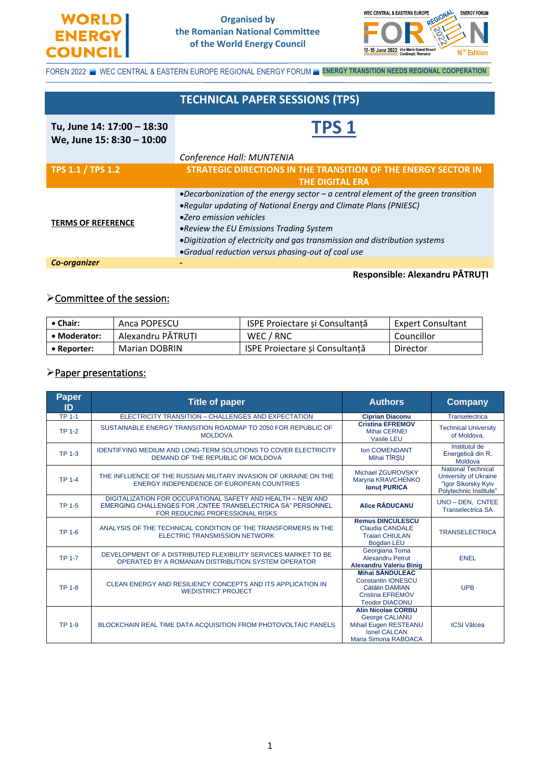WORLD ENERGY COUNCIL

Organised by
the Romanian National Committee
of the World Energy Council

WEC CENTRAL & EASTERN EUROPE REGIONAL ENERGY FORUM FOREN 2022 — 12-15 June 2022, Vox Maris Grand Resort, Costinești, Romania — 16th Edition

FOREN 2022 ■ WEC CENTRAL & EASTERN EUROPE REGIONAL ENERGY FORUM ■ ENERGY TRANSITION NEEDS REGIONAL COOPERATION

# TECHNICAL PAPER SESSIONS (TPS)

| Tu, June 14: 17:00 – 18:30<br>We, June 15: 8:30 – 10:00 | **TPS 1**<br>*Conference Hall: MUNTENIA* |
|---|---|
| **TPS 1.1 / TPS 1.2** | **STRATEGIC DIRECTIONS IN THE TRANSITION OF THE ENERGY SECTOR IN THE DIGITAL ERA** |
| **TERMS OF REFERENCE** | •*Decarbonization of the energy sector – a central element of the green transition*<br>•*Regular updating of National Energy and Climate Plans (PNIESC)*<br>•*Zero emission vehicles*<br>•*Review the EU Emissions Trading System*<br>•*Digitization of electricity and gas transmission and distribution systems*<br>•*Gradual reduction versus phasing-out of coal use* |
| ***Co-organizer*** | - |

**Responsible: Alexandru PĂTRUȚI**

## ➢Committee of the session:

| | | | |
|---|---|---|---|
| • **Chair:** | Anca POPESCU | ISPE Proiectare și Consultanță | Expert Consultant |
| • **Moderator:** | Alexandru PĂTRUȚI | WEC / RNC | Councillor |
| • **Reporter:** | Marian DOBRIN | ISPE Proiectare și Consultanță | Director |

## ➢Paper presentations:

| Paper ID | Title of paper | Authors | Company |
|---|---|---|---|
| TP 1-1 | ELECTRICITY TRANSITION – CHALLENGES AND EXPECTATION | **Ciprian Diaconu** | Transelectrica |
| TP 1-2 | SUSTAINABLE ENERGY TRANSITION ROADMAP TO 2050 FOR REPUBLIC OF MOLDOVA | **Cristina EFREMOV**<br>Mihai CERNEI<br>Vasile LEU | Technical University of Moldova, |
| TP 1-3 | IDENTIFYING MEDIUM AND LONG-TERM SOLUTIONS TO COVER ELECTRICITY DEMAND OF THE REPUBLIC OF MOLDOVA | Ion COMENDANT<br>Mihai TÎRȘU | Institutul de Energetică din R. Moldova |
| TP 1-4 | THE INFLUENCE OF THE RUSSIAN MILITARY INVASION OF UKRAINE ON THE ENERGY INDEPENDENCE OF EUROPEAN COUNTRIES | Michael ZGUROVSKY<br>Maryna KRAVCHENKO<br>**Ionuț PURICA** | National Technical University of Ukraine "Igor Sikorsky Kyiv Polytechnic Institute" |
| TP 1-5 | DIGITALIZATION FOR OCCUPATIONAL SAFETY AND HEALTH – NEW AND EMERGING CHALLENGES FOR „CNTEE TRANSELECTRICA SA" PERSONNEL FOR REDUCING PROFESSIONAL RISKS | **Alice RĂDUCANU** | UNO – DEN, CNTEE Transelectrica SA |
| TP 1-6 | ANALYSIS OF THE TECHNICAL CONDITION OF THE TRANSFORMERS IN THE ELECTRIC TRANSMISSION NETWORK | **Remus DINCULESCU**<br>Claudia CANDALE<br>Traian CHIULAN<br>Bogdan LEU | TRANSELECTRICA |
| TP 1-7 | DEVELOPMENT OF A DISTRIBUTED FLEXIBILITY SERVICES MARKET TO BE OPERATED BY A ROMANIAN DISTRIBUTION SYSTEM OPERATOR | Georgiana Toma<br>Alexandru Petrut<br>**Alexandru Valeriu Binig** | ENEL |
| TP 1-8 | CLEAN ENERGY AND RESILIENCY CONCEPTS AND ITS APPLICATION IN WEDISTRICT PROJECT | **Mihai SĂNDULEAC**<br>Constantin IONESCU<br>Cătălin DAMIAN<br>Cristina EFREMOV<br>Teodor DIACONU | UPB |
| TP 1-9 | BLOCKCHAIN REAL TIME DATA ACQUISITION FROM PHOTOVOLTAIC PANELS | **Alin Nicolae CORBU**<br>George CALIANU<br>Mihail Eugen RESTEANU<br>Ionel CALCAN<br>Maria Simona RABOACA | ICSI Vâlcea |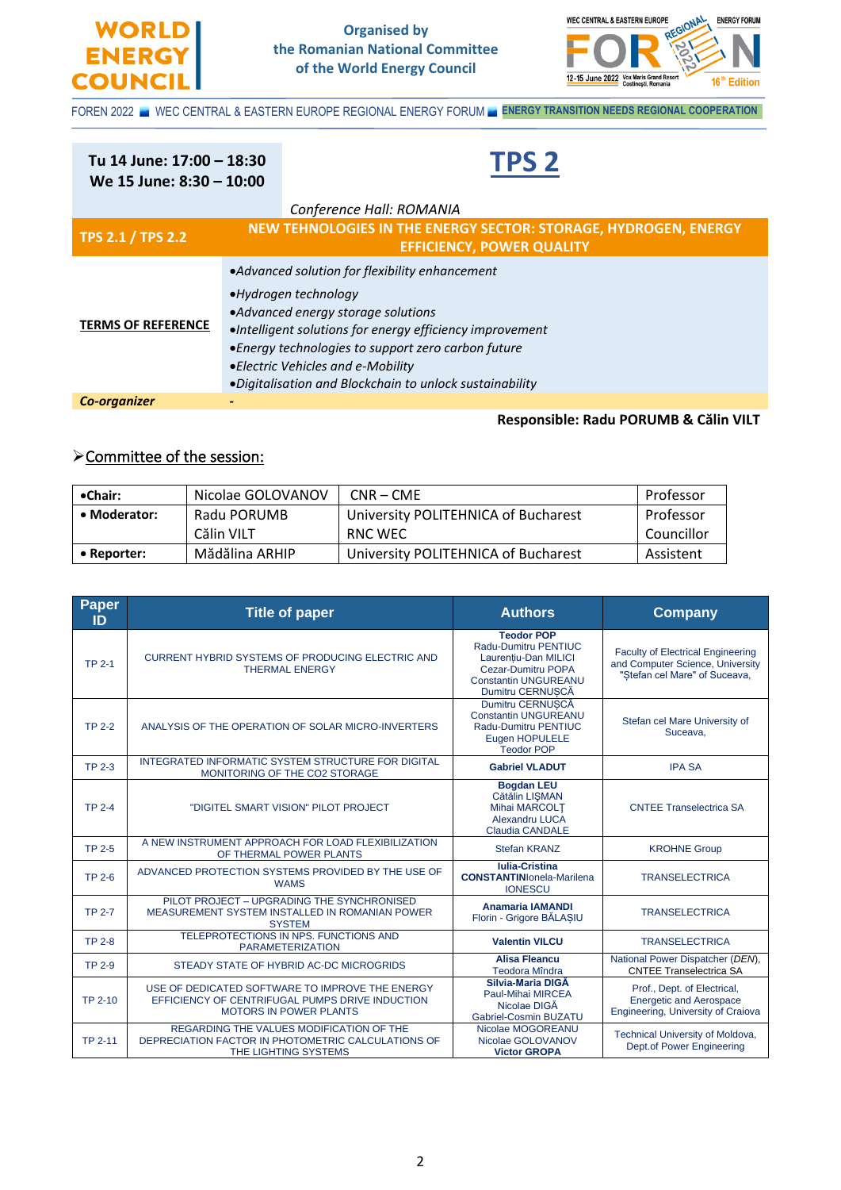| Tu 14 June: 17:00 – 18:30<br>We 15 June: 8:30 – 10:00 | **TPS 2**<br>*Conference Hall: ROMANIA* |
|---|---|
| **TPS 2.1 / TPS 2.2** | **NEW TEHNOLOGIES IN THE ENERGY SECTOR: STORAGE, HYDROGEN, ENERGY EFFICIENCY, POWER QUALITY** |
| **TERMS OF REFERENCE** | •*Advanced solution for flexibility enhancement*<br>•*Hydrogen technology*<br>•*Advanced energy storage solutions*<br>•*Intelligent solutions for energy efficiency improvement*<br>•*Energy technologies to support zero carbon future*<br>•*Electric Vehicles and e-Mobility*<br>•*Digitalisation and Blockchain to unlock sustainability* |
| ***Co-organizer*** | - |

**Responsible: Radu PORUMB & Călin VILT**

## ➢Committee of the session:

| | | | |
|---|---|---|---|
| •**Chair:** | Nicolae GOLOVANOV | CNR – CME | Professor |
| • **Moderator:** | Radu PORUMB<br>Călin VILT | University POLITEHNICA of Bucharest<br>RNC WEC | Professor<br>Councillor |
| • **Reporter:** | Mădălina ARHIP | University POLITEHNICA of Bucharest | Assistent |

| Paper ID | Title of paper | Authors | Company |
|---|---|---|---|
| TP 2-1 | CURRENT HYBRID SYSTEMS OF PRODUCING ELECTRIC AND THERMAL ENERGY | **Teodor POP**<br>Radu-Dumitru PENTIUC<br>Laurențiu-Dan MILICI<br>Cezar-Dumitru POPA<br>Constantin UNGUREANU<br>Dumitru CERNUȘCĂ | Faculty of Electrical Engineering and Computer Science, University "Ștefan cel Mare" of Suceava, |
| TP 2-2 | ANALYSIS OF THE OPERATION OF SOLAR MICRO-INVERTERS | Dumitru CERNUȘCĂ<br>Constantin UNGUREANU<br>Radu-Dumitru PENTIUC<br>Eugen HOPULELE<br>Teodor POP | Stefan cel Mare University of Suceava, |
| TP 2-3 | INTEGRATED INFORMATIC SYSTEM STRUCTURE FOR DIGITAL MONITORING OF THE CO2 STORAGE | **Gabriel VLADUT** | IPA SA |
| TP 2-4 | "DIGITEL SMART VISION" PILOT PROJECT | **Bogdan LEU**<br>Cătălin LIȘMAN<br>Mihai MARCOLȚ<br>Alexandru LUCA<br>Claudia CANDALE | CNTEE Transelectrica SA |
| TP 2-5 | A NEW INSTRUMENT APPROACH FOR LOAD FLEXIBILIZATION OF THERMAL POWER PLANTS | Stefan KRANZ | KROHNE Group |
| TP 2-6 | ADVANCED PROTECTION SYSTEMS PROVIDED BY THE USE OF WAMS | **Iulia-Cristina CONSTANTIN**Ionela-Marilena IONESCU | TRANSELECTRICA |
| TP 2-7 | PILOT PROJECT – UPGRADING THE SYNCHRONISED MEASUREMENT SYSTEM INSTALLED IN ROMANIAN POWER SYSTEM | **Anamaria IAMANDI**<br>Florin - Grigore BĂLAȘIU | TRANSELECTRICA |
| TP 2-8 | TELEPROTECTIONS IN NPS. FUNCTIONS AND PARAMETERIZATION | **Valentin VILCU** | TRANSELECTRICA |
| TP 2-9 | STEADY STATE OF HYBRID AC-DC MICROGRIDS | **Alisa Fleancu**<br>Teodora Mîndra | National Power Dispatcher (*DEN*), CNTEE Transelectrica SA |
| TP 2-10 | USE OF DEDICATED SOFTWARE TO IMPROVE THE ENERGY EFFICIENCY OF CENTRIFUGAL PUMPS DRIVE INDUCTION MOTORS IN POWER PLANTS | **Silvia-Maria DIGĂ**<br>Paul-Mihai MIRCEA<br>Nicolae DIGĂ<br>Gabriel-Cosmin BUZATU | Prof., Dept. of Electrical, Energetic and Aerospace Engineering, University of Craiova |
| TP 2-11 | REGARDING THE VALUES MODIFICATION OF THE DEPRECIATION FACTOR IN PHOTOMETRIC CALCULATIONS OF THE LIGHTING SYSTEMS | Nicolae MOGOREANU<br>Nicolae GOLOVANOV<br>**Victor GROPA** | Technical University of Moldova, Dept.of Power Engineering |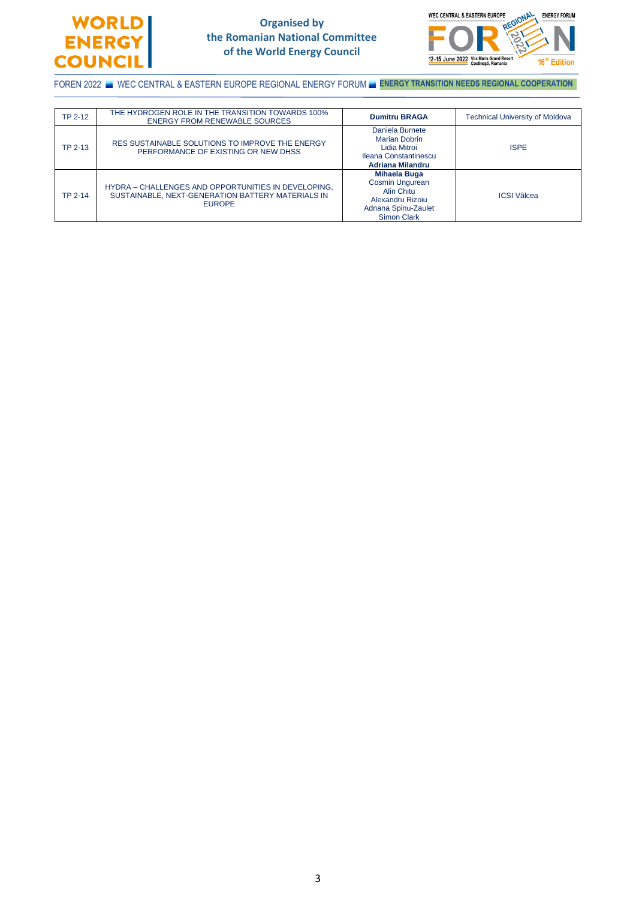| TP 2-12 | THE HYDROGEN ROLE IN THE TRANSITION TOWARDS 100% ENERGY FROM RENEWABLE SOURCES | **Dumitru BRAGA** | Technical University of Moldova |
|---|---|---|---|
| TP 2-13 | RES SUSTAINABLE SOLUTIONS TO IMPROVE THE ENERGY PERFORMANCE OF EXISTING OR NEW DHSS | Daniela Burnete<br>Marian Dobrin<br>Lidia Mitroi<br>Ileana Constantinescu<br>**Adriana Milandru** | ISPE |
| TP 2-14 | HYDRA – CHALLENGES AND OPPORTUNITIES IN DEVELOPING, SUSTAINABLE, NEXT-GENERATION BATTERY MATERIALS IN EUROPE | **Mihaela Buga**<br>Cosmin Ungurean<br>Alin Chitu<br>Alexandru Rizoiu<br>Adnana Spinu-Zaulet<br>Simon Clark | ICSI Vâlcea |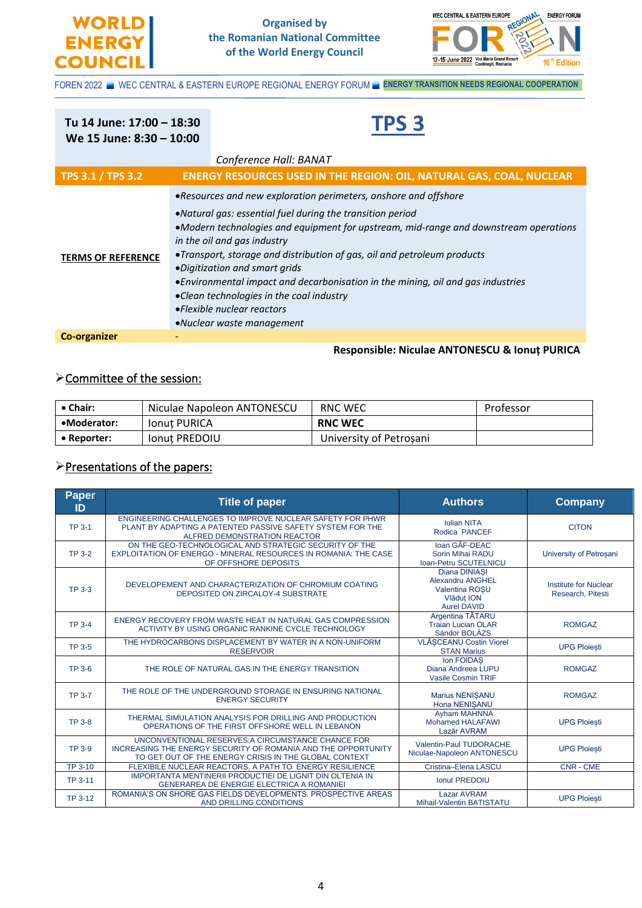| Tu 14 June: 17:00 – 18:30<br>We 15 June: 8:30 – 10:00 | **TPS 3**<br><br>*Conference Hall: BANAT* |
|---|---|
| **TPS 3.1 / TPS 3.2** | **ENERGY RESOURCES USED IN THE REGION: OIL, NATURAL GAS, COAL, NUCLEAR** |
| **TERMS OF REFERENCE** | •*Resources and new exploration perimeters, onshore and offshore*<br>•*Natural gas: essential fuel during the transition period*<br>•*Modern technologies and equipment for upstream, mid-range and downstream operations in the oil and gas industry*<br>•*Transport, storage and distribution of gas, oil and petroleum products*<br>•*Digitization and smart grids*<br>•*Environmental impact and decarbonisation in the mining, oil and gas industries*<br>•*Clean technologies in the coal industry*<br>•*Flexible nuclear reactors*<br>•*Nuclear waste management* |
| **Co-organizer** | - |

**Responsible: Niculae ANTONESCU & Ionuț PURICA**

## ➢Committee of the session:

| | | | |
|---|---|---|---|
| **• Chair:** | Niculae Napoleon ANTONESCU | RNC WEC | Professor |
| **•Moderator:** | Ionuț PURICA | **RNC WEC** | |
| **• Reporter:** | Ionuț PREDOIU | University of Petroșani | |

## ➢Presentations of the papers:

| Paper ID | Title of paper | Authors | Company |
|---|---|---|---|
| TP 3-1 | ENGINEERING CHALLENGES TO IMPROVE NUCLEAR SAFETY FOR PHWR PLANT BY ADAPTING A PATENTED PASSIVE SAFETY SYSTEM FOR THE ALFRED DEMONSTRATION REACTOR | Iulian NITA<br>Rodica PANCEF | CITON |
| TP 3-2 | ON THE GEO-TECHNOLOGICAL AND STRATEGIC SECURITY OF THE EXPLOITATION OF ENERGO - MINERAL RESOURCES IN ROMANIA: THE CASE OF OFFSHORE DEPOSITS | Ioan GÂF-DEAC<br>Sorin Mihai RADU<br>Ioan-Petru SCUTELNICU | University of Petroșani |
| TP 3-3 | DEVELOPEMENT AND CHARACTERIZATION OF CHROMIUM COATING DEPOSITED ON ZIRCALOY-4 SUBSTRATE | Diana DINIAȘI<br>Alexandru ANGHEL<br>Valentina ROȘU<br>Vlăduț ION<br>Aurel DAVID | Institute for Nuclear Research, Pitesti |
| TP 3-4 | ENERGY RECOVERY FROM WASTE HEAT IN NATURAL GAS COMPRESSION ACTIVITY BY USING ORGANIC RANKINE CYCLE TECHNOLOGY | Argentina TĂTARU<br>Traian Lucian OLAR<br>Sándor BOLÁZS | ROMGAZ |
| TP 3-5 | THE HYDROCARBONS DISPLACEMENT BY WATER IN A NON-UNIFORM RESERVOIR | VLĂȘCEANU Costin Viorel<br>STAN Marius | UPG Ploiești |
| TP 3-6 | THE ROLE OF NATURAL GAS IN THE ENERGY TRANSITION | Ion FOIDAȘ<br>Diana Andreea LUPU<br>Vasile Cosmin TRIF | ROMGAZ |
| TP 3-7 | THE ROLE OF THE UNDERGROUND STORAGE IN ENSURING NATIONAL ENERGY SECURITY | Marius NENIȘANU<br>Horia NENIȘANU | ROMGAZ |
| TP 3-8 | THERMAL SIMULATION ANALYSIS FOR DRILLING AND PRODUCTION OPERATIONS OF THE FIRST OFFSHORE WELL IN LEBANON | Ayham MAHNNA<br>Mohamed HALAFAWI<br>Lazăr AVRAM | UPG Ploiești |
| TP 3-9 | UNCONVENTIONAL RESERVES:A CIRCUMSTANCE CHANCE FOR INCREASING THE ENERGY SECURITY OF ROMANIA AND THE OPPORTUNITY TO GET OUT OF THE ENERGY CRISIS IN THE GLOBAL CONTEXT | Valentin-Paul TUDORACHE<br>Niculae-Napoleon ANTONESCU | UPG Ploiești |
| TP 3-10 | FLEXIBILE NUCLEAR REACTORS, A PATH TO ENERGY RESILIENCE | Cristina–Elena LASCU | CNR - CME |
| TP 3-11 | IMPORTANTA MENTINERII PRODUCTIEI DE LIGNIT DIN OLTENIA IN GENERAREA DE ENERGIE ELECTRICA A ROMANIEI | Ionut PREDOIU | |
| TP 3-12 | ROMANIA'S ON SHORE GAS FIELDS DEVELOPMENTS. PROSPECTIVE AREAS AND DRILLING CONDITIONS | Lazar AVRAM<br>Mihail-Valentin BATISTATU | UPG Ploiești |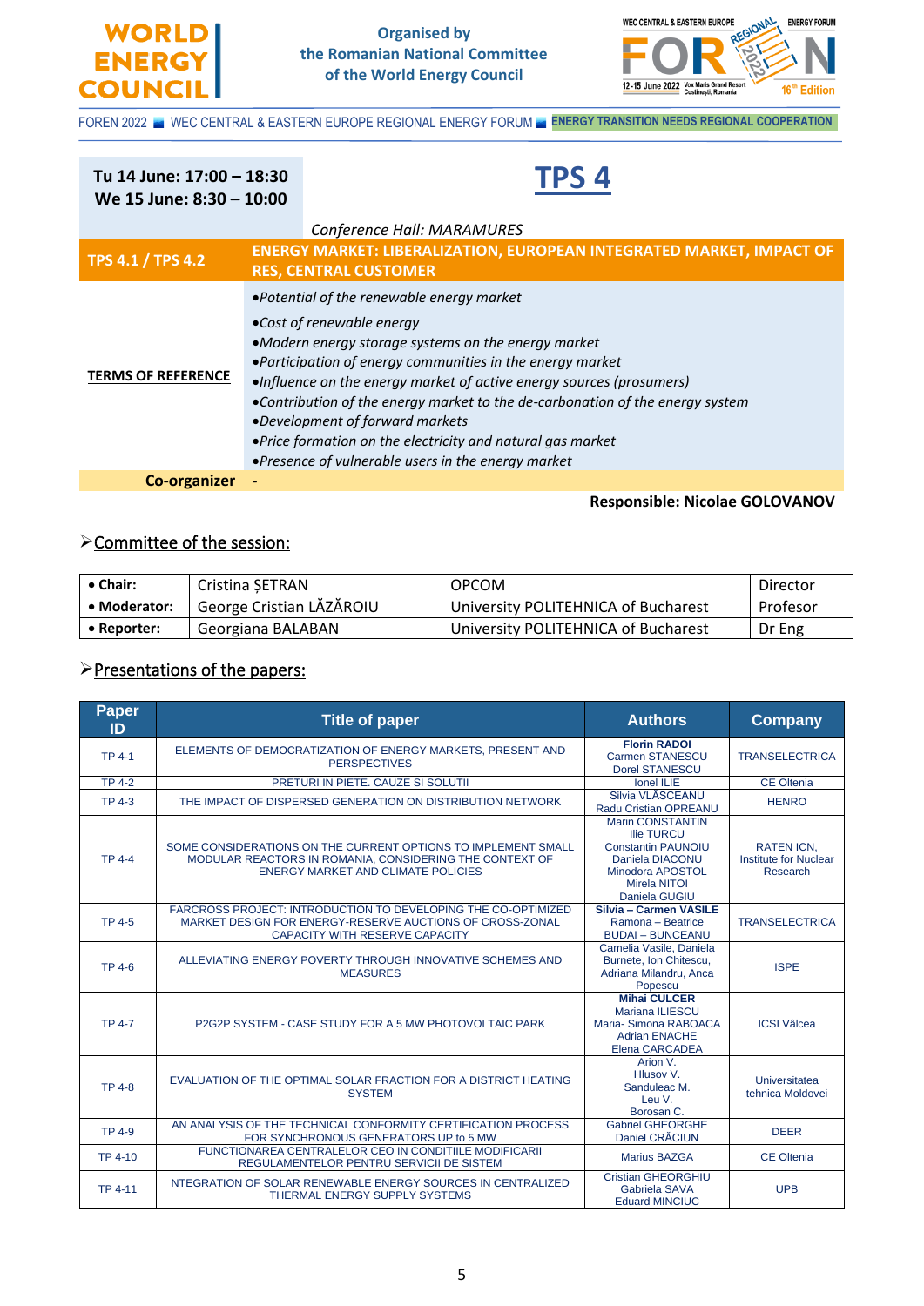Tu 14 June: 17:00 – 18:30
We 15 June: 8:30 – 10:00

# TPS 4

*Conference Hall: MARAMURES*

| TPS 4.1 / TPS 4.2 | ENERGY MARKET: LIBERALIZATION, EUROPEAN INTEGRATED MARKET, IMPACT OF RES, CENTRAL CUSTOMER |
|---|---|
| TERMS OF REFERENCE | •*Potential of the renewable energy market*<br>•*Cost of renewable energy*<br>•*Modern energy storage systems on the energy market*<br>•*Participation of energy communities in the energy market*<br>•*Influence on the energy market of active energy sources (prosumers)*<br>•*Contribution of the energy market to the de-carbonation of the energy system*<br>•*Development of forward markets*<br>•*Price formation on the electricity and natural gas market*<br>•*Presence of vulnerable users in the energy market* |
| **Co-organizer** | - |

**Responsible: Nicolae GOLOVANOV**

## ➢ Committee of the session:

| | | | |
|---|---|---|---|
| • **Chair:** | Cristina ȘETRAN | OPCOM | Director |
| • **Moderator:** | George Cristian LĂZĂROIU | University POLITEHNICA of Bucharest | Profesor |
| • **Reporter:** | Georgiana BALABAN | University POLITEHNICA of Bucharest | Dr Eng |

## ➢ Presentations of the papers:

| Paper ID | Title of paper | Authors | Company |
|---|---|---|---|
| TP 4-1 | ELEMENTS OF DEMOCRATIZATION OF ENERGY MARKETS, PRESENT AND PERSPECTIVES | **Florin RADOI**<br>Carmen STANESCU<br>Dorel STANESCU | TRANSELECTRICA |
| TP 4-2 | PRETURI IN PIETE. CAUZE SI SOLUTII | Ionel ILIE | CE Oltenia |
| TP 4-3 | THE IMPACT OF DISPERSED GENERATION ON DISTRIBUTION NETWORK | Silvia VLĂSCEANU<br>Radu Cristian OPREANU | HENRO |
| TP 4-4 | SOME CONSIDERATIONS ON THE CURRENT OPTIONS TO IMPLEMENT SMALL MODULAR REACTORS IN ROMANIA, CONSIDERING THE CONTEXT OF ENERGY MARKET AND CLIMATE POLICIES | Marin CONSTANTIN<br>Ilie TURCU<br>Constantin PAUNOIU<br>Daniela DIACONU<br>Minodora APOSTOL<br>Mirela NITOI<br>Daniela GUGIU | RATEN ICN, Institute for Nuclear Research |
| TP 4-5 | FARCROSS PROJECT: INTRODUCTION TO DEVELOPING THE CO-OPTIMIZED MARKET DESIGN FOR ENERGY-RESERVE AUCTIONS OF CROSS-ZONAL CAPACITY WITH RESERVE CAPACITY | **Silvia – Carmen VASILE**<br>Ramona – Beatrice BUDAI – BUNCEANU | TRANSELECTRICA |
| TP 4-6 | ALLEVIATING ENERGY POVERTY THROUGH INNOVATIVE SCHEMES AND MEASURES | Camelia Vasile, Daniela Burnete, Ion Chitescu, Adriana Milandru, Anca Popescu | ISPE |
| TP 4-7 | P2G2P SYSTEM - CASE STUDY FOR A 5 MW PHOTOVOLTAIC PARK | **Mihai CULCER**<br>Mariana ILIESCU<br>Maria- Simona RABOACA<br>Adrian ENACHE<br>Elena CARCADEA | ICSI Vâlcea |
| TP 4-8 | EVALUATION OF THE OPTIMAL SOLAR FRACTION FOR A DISTRICT HEATING SYSTEM | Arion V.<br>Hlusov V.<br>Sanduleac M.<br>Leu V.<br>Borosan C. | Universitatea tehnica Moldovei |
| TP 4-9 | AN ANALYSIS OF THE TECHNICAL CONFORMITY CERTIFICATION PROCESS FOR SYNCHRONOUS GENERATORS UP to 5 MW | Gabriel GHEORGHE<br>Daniel CRĂCIUN | DEER |
| TP 4-10 | FUNCTIONAREA CENTRALELOR CEO IN CONDITIILE MODIFICARII REGULAMENTELOR PENTRU SERVICII DE SISTEM | Marius BAZGA | CE Oltenia |
| TP 4-11 | NTEGRATION OF SOLAR RENEWABLE ENERGY SOURCES IN CENTRALIZED THERMAL ENERGY SUPPLY SYSTEMS | Cristian GHEORGHIU<br>Gabriela SAVA<br>Eduard MINCIUC | UPB |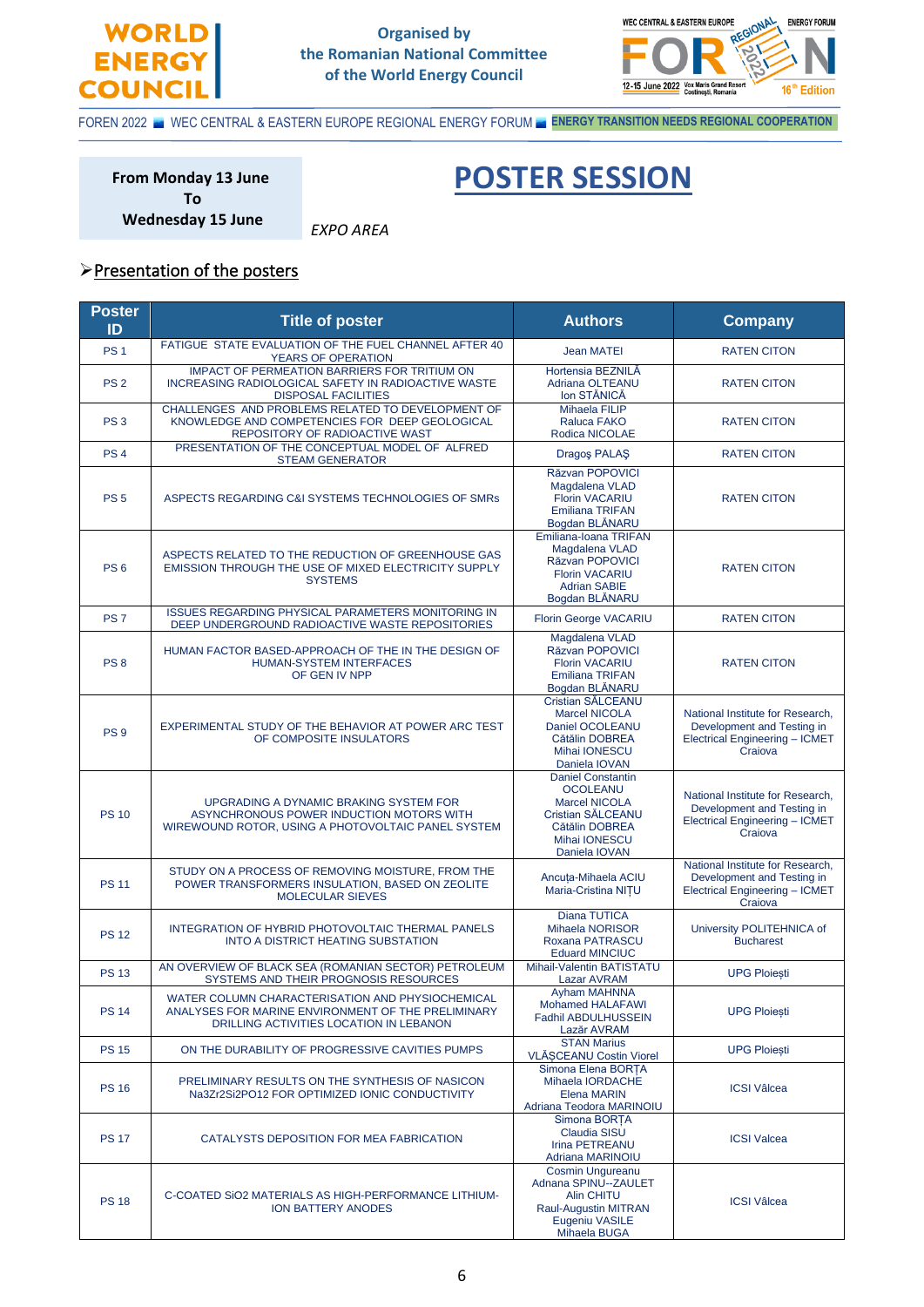**WORLD ENERGY COUNCIL**

Organised by
the Romanian National Committee
of the World Energy Council

FOREN 2022 ■ WEC CENTRAL & EASTERN EUROPE REGIONAL ENERGY FORUM ■ **ENERGY TRANSITION NEEDS REGIONAL COOPERATION**

**From Monday 13 June**
**To**
**Wednesday 15 June**

# POSTER SESSION

*EXPO AREA*

## ➢ Presentation of the posters

| Poster ID | Title of poster | Authors | Company |
|---|---|---|---|
| PS 1 | FATIGUE STATE EVALUATION OF THE FUEL CHANNEL AFTER 40 YEARS OF OPERATION | Jean MATEI | RATEN CITON |
| PS 2 | IMPACT OF PERMEATION BARRIERS FOR TRITIUM ON INCREASING RADIOLOGICAL SAFETY IN RADIOACTIVE WASTE DISPOSAL FACILITIES | Hortensia BEZNILĂ<br>Adriana OLTEANU<br>Ion STÂNICĂ | RATEN CITON |
| PS 3 | CHALLENGES AND PROBLEMS RELATED TO DEVELOPMENT OF KNOWLEDGE AND COMPETENCIES FOR DEEP GEOLOGICAL REPOSITORY OF RADIOACTIVE WAST | Mihaela FILIP<br>Raluca FAKO<br>Rodica NICOLAE | RATEN CITON |
| PS 4 | PRESENTATION OF THE CONCEPTUAL MODEL OF ALFRED STEAM GENERATOR | Dragoş PALAŞ | RATEN CITON |
| PS 5 | ASPECTS REGARDING C&I SYSTEMS TECHNOLOGIES OF SMRs | Răzvan POPOVICI<br>Magdalena VLAD<br>Florin VACARIU<br>Emiliana TRIFAN<br>Bogdan BLĂNARU | RATEN CITON |
| PS 6 | ASPECTS RELATED TO THE REDUCTION OF GREENHOUSE GAS EMISSION THROUGH THE USE OF MIXED ELECTRICITY SUPPLY SYSTEMS | Emiliana-Ioana TRIFAN<br>Magdalena VLAD<br>Răzvan POPOVICI<br>Florin VACARIU<br>Adrian SABIE<br>Bogdan BLĂNARU | RATEN CITON |
| PS 7 | ISSUES REGARDING PHYSICAL PARAMETERS MONITORING IN DEEP UNDERGROUND RADIOACTIVE WASTE REPOSITORIES | Florin George VACARIU | RATEN CITON |
| PS 8 | HUMAN FACTOR BASED-APPROACH OF THE IN THE DESIGN OF HUMAN-SYSTEM INTERFACES OF GEN IV NPP | Magdalena VLAD<br>Răzvan POPOVICI<br>Florin VACARIU<br>Emiliana TRIFAN<br>Bogdan BLĂNARU | RATEN CITON |
| PS 9 | EXPERIMENTAL STUDY OF THE BEHAVIOR AT POWER ARC TEST OF COMPOSITE INSULATORS | Cristian SĂLCEANU<br>Marcel NICOLA<br>Daniel OCOLEANU<br>Cătălin DOBREA<br>Mihai IONESCU<br>Daniela IOVAN | National Institute for Research, Development and Testing in Electrical Engineering – ICMET Craiova |
| PS 10 | UPGRADING A DYNAMIC BRAKING SYSTEM FOR ASYNCHRONOUS POWER INDUCTION MOTORS WITH WIREWOUND ROTOR, USING A PHOTOVOLTAIC PANEL SYSTEM | Daniel Constantin OCOLEANU<br>Marcel NICOLA<br>Cristian SĂLCEANU<br>Cătălin DOBREA<br>Mihai IONESCU<br>Daniela IOVAN | National Institute for Research, Development and Testing in Electrical Engineering – ICMET Craiova |
| PS 11 | STUDY ON A PROCESS OF REMOVING MOISTURE, FROM THE POWER TRANSFORMERS INSULATION, BASED ON ZEOLITE MOLECULAR SIEVES | Ancuța-Mihaela ACIU<br>Maria-Cristina NIȚU | National Institute for Research, Development and Testing in Electrical Engineering – ICMET Craiova |
| PS 12 | INTEGRATION OF HYBRID PHOTOVOLTAIC THERMAL PANELS INTO A DISTRICT HEATING SUBSTATION | Diana TUTICA<br>Mihaela NORISOR<br>Roxana PATRASCU<br>Eduard MINCIUC | University POLITEHNICA of Bucharest |
| PS 13 | AN OVERVIEW OF BLACK SEA (ROMANIAN SECTOR) PETROLEUM SYSTEMS AND THEIR PROGNOSIS RESOURCES | Mihail-Valentin BATISTATU<br>Lazar AVRAM | UPG Ploiești |
| PS 14 | WATER COLUMN CHARACTERISATION AND PHYSIOCHEMICAL ANALYSES FOR MARINE ENVIRONMENT OF THE PRELIMINARY DRILLING ACTIVITIES LOCATION IN LEBANON | Ayham MAHNNA<br>Mohamed HALAFAWI<br>Fadhil ABDULHUSSEIN<br>Lazăr AVRAM | UPG Ploiești |
| PS 15 | ON THE DURABILITY OF PROGRESSIVE CAVITIES PUMPS | STAN Marius<br>VLĂȘCEANU Costin Viorel | UPG Ploiești |
| PS 16 | PRELIMINARY RESULTS ON THE SYNTHESIS OF NASICON $Na_3Zr_2Si_2PO_{12}$ FOR OPTIMIZED IONIC CONDUCTIVITY | Simona Elena BORȚA<br>Mihaela IORDACHE<br>Elena MARIN<br>Adriana Teodora MARINOIU | ICSI Vâlcea |
| PS 17 | CATALYSTS DEPOSITION FOR MEA FABRICATION | Simona BORȚA<br>Claudia SISU<br>Irina PETREANU<br>Adriana MARINOIU | ICSI Valcea |
| PS 18 | C-COATED $SiO_2$ MATERIALS AS HIGH-PERFORMANCE LITHIUM-ION BATTERY ANODES | Cosmin Ungureanu<br>Adnana SPINU--ZAULET<br>Alin CHITU<br>Raul-Augustin MITRAN<br>Eugeniu VASILE<br>Mihaela BUGA | ICSI Vâlcea |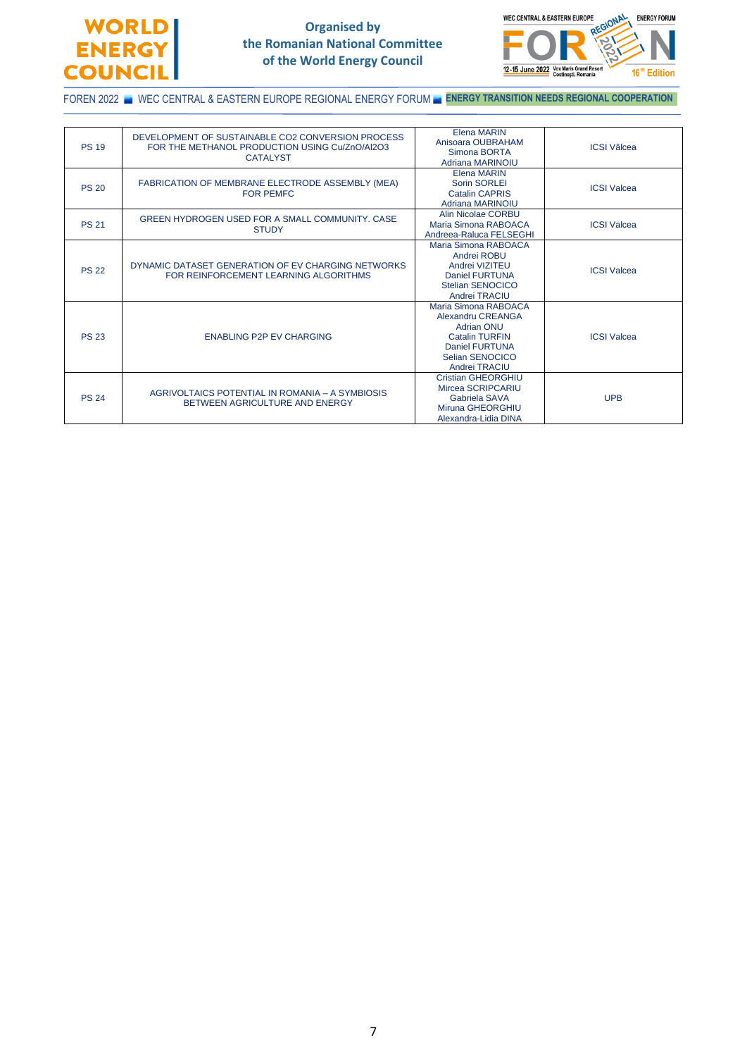| | | | |
|---|---|---|---|
| PS 19 | DEVELOPMENT OF SUSTAINABLE CO2 CONVERSION PROCESS FOR THE METHANOL PRODUCTION USING Cu/ZnO/Al2O3 CATALYST | Elena MARIN<br>Anisoara OUBRAHAM<br>Simona BORTA<br>Adriana MARINOIU | ICSI Vâlcea |
| PS 20 | FABRICATION OF MEMBRANE ELECTRODE ASSEMBLY (MEA) FOR PEMFC | Elena MARIN<br>Sorin SORLEI<br>Catalin CAPRIS<br>Adriana MARINOIU | ICSI Valcea |
| PS 21 | GREEN HYDROGEN USED FOR A SMALL COMMUNITY. CASE STUDY | Alin Nicolae CORBU<br>Maria Simona RABOACA<br>Andreea-Raluca FELSEGHI | ICSI Valcea |
| PS 22 | DYNAMIC DATASET GENERATION OF EV CHARGING NETWORKS FOR REINFORCEMENT LEARNING ALGORITHMS | Maria Simona RABOACA<br>Andrei ROBU<br>Andrei VIZITEU<br>Daniel FURTUNA<br>Stelian SENOCICO<br>Andrei TRACIU | ICSI Valcea |
| PS 23 | ENABLING P2P EV CHARGING | Maria Simona RABOACA<br>Alexandru CREANGA<br>Adrian ONU<br>Catalin TURFIN<br>Daniel FURTUNA<br>Selian SENOCICO<br>Andrei TRACIU | ICSI Valcea |
| PS 24 | AGRIVOLTAICS POTENTIAL IN ROMANIA – A SYMBIOSIS BETWEEN AGRICULTURE AND ENERGY | Cristian GHEORGHIU<br>Mircea SCRIPCARIU<br>Gabriela SAVA<br>Miruna GHEORGHIU<br>Alexandra-Lidia DINA | UPB |